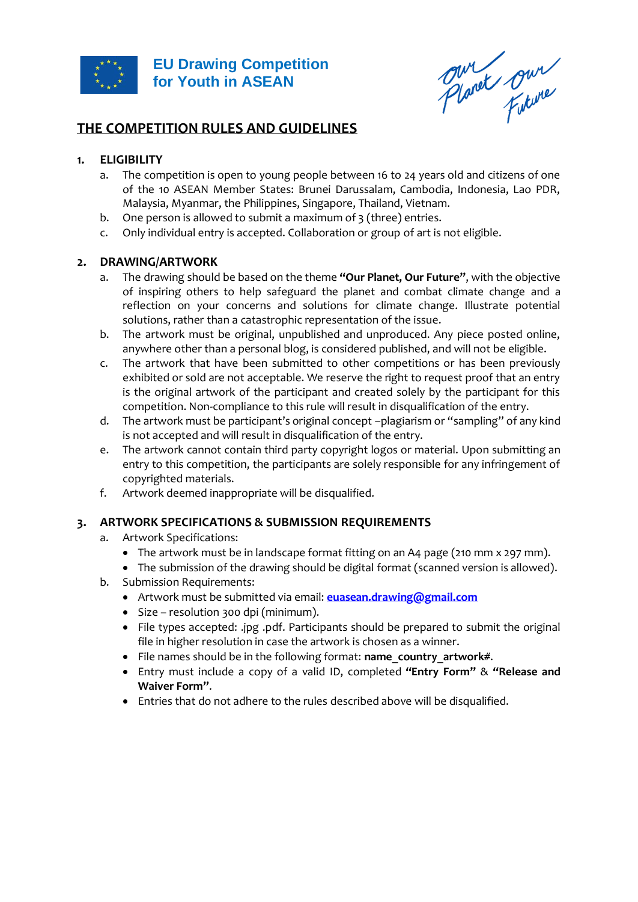**EU Drawing Competition for Youth in ASEAN**

Our Planet Our Future

## THE COMPETITION RULES AND GUIDELINES

### 1. ELIGIBILITY

a. The competition is open to young people between 16 to 24 years old and citizens of one of the 10 ASEAN Member States: Brunei Darussalam, Cambodia, Indonesia, Lao PDR, Malaysia, Myanmar, the Philippines, Singapore, Thailand, Vietnam.

b. One person is allowed to submit a maximum of 3 (three) entries.

c. Only individual entry is accepted. Collaboration or group of art is not eligible.

### 2. DRAWING/ARTWORK

a. The drawing should be based on the theme **"Our Planet, Our Future"**, with the objective of inspiring others to help safeguard the planet and combat climate change and a reflection on your concerns and solutions for climate change. Illustrate potential solutions, rather than a catastrophic representation of the issue.

b. The artwork must be original, unpublished and unproduced. Any piece posted online, anywhere other than a personal blog, is considered published, and will not be eligible.

c. The artwork that have been submitted to other competitions or has been previously exhibited or sold are not acceptable. We reserve the right to request proof that an entry is the original artwork of the participant and created solely by the participant for this competition. Non-compliance to this rule will result in disqualification of the entry.

d. The artwork must be participant's original concept –plagiarism or "sampling" of any kind is not accepted and will result in disqualification of the entry.

e. The artwork cannot contain third party copyright logos or material. Upon submitting an entry to this competition, the participants are solely responsible for any infringement of copyrighted materials.

f. Artwork deemed inappropriate will be disqualified.

### 3. ARTWORK SPECIFICATIONS & SUBMISSION REQUIREMENTS

a. Artwork Specifications:
   - The artwork must be in landscape format fitting on an A4 page (210 mm x 297 mm).
   - The submission of the drawing should be digital format (scanned version is allowed).

b. Submission Requirements:
   - Artwork must be submitted via email: **euasean.drawing@gmail.com**
   - Size – resolution 300 dpi (minimum).
   - File types accepted: .jpg .pdf. Participants should be prepared to submit the original file in higher resolution in case the artwork is chosen as a winner.
   - File names should be in the following format: **name_country_artwork#**.
   - Entry must include a copy of a valid ID, completed **"Entry Form"** & **"Release and Waiver Form"**.
   - Entries that do not adhere to the rules described above will be disqualified.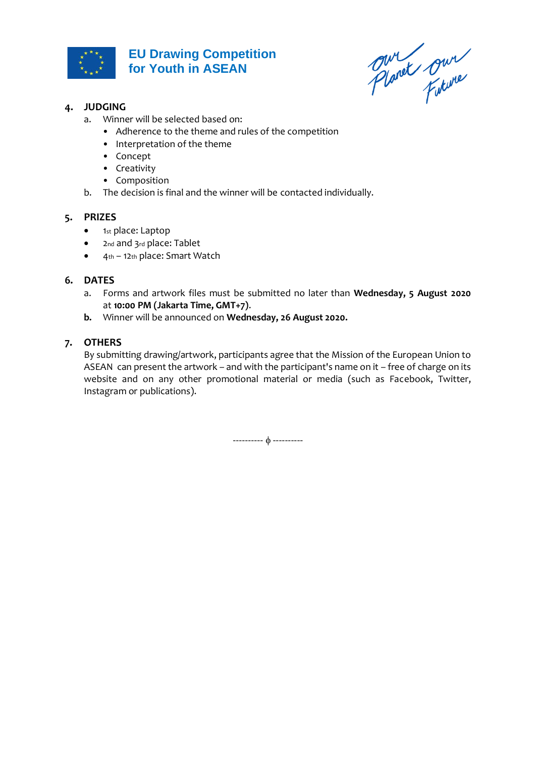## 4. JUDGING

a. Winner will be selected based on:
   - Adherence to the theme and rules of the competition
   - Interpretation of the theme
   - Concept
   - Creativity
   - Composition

b. The decision is final and the winner will be contacted individually.

## 5. PRIZES

- 1st place: Laptop
- 2nd and 3rd place: Tablet
- 4th – 12th place: Smart Watch

## 6. DATES

a. Forms and artwork files must be submitted no later than **Wednesday, 5 August 2020** at **10:00 PM (Jakarta Time, GMT+7)**.

**b.** Winner will be announced on **Wednesday, 26 August 2020.**

## 7. OTHERS

By submitting drawing/artwork, participants agree that the Mission of the European Union to ASEAN can present the artwork – and with the participant's name on it – free of charge on its website and on any other promotional material or media (such as Facebook, Twitter, Instagram or publications).

---------- ϕ ----------